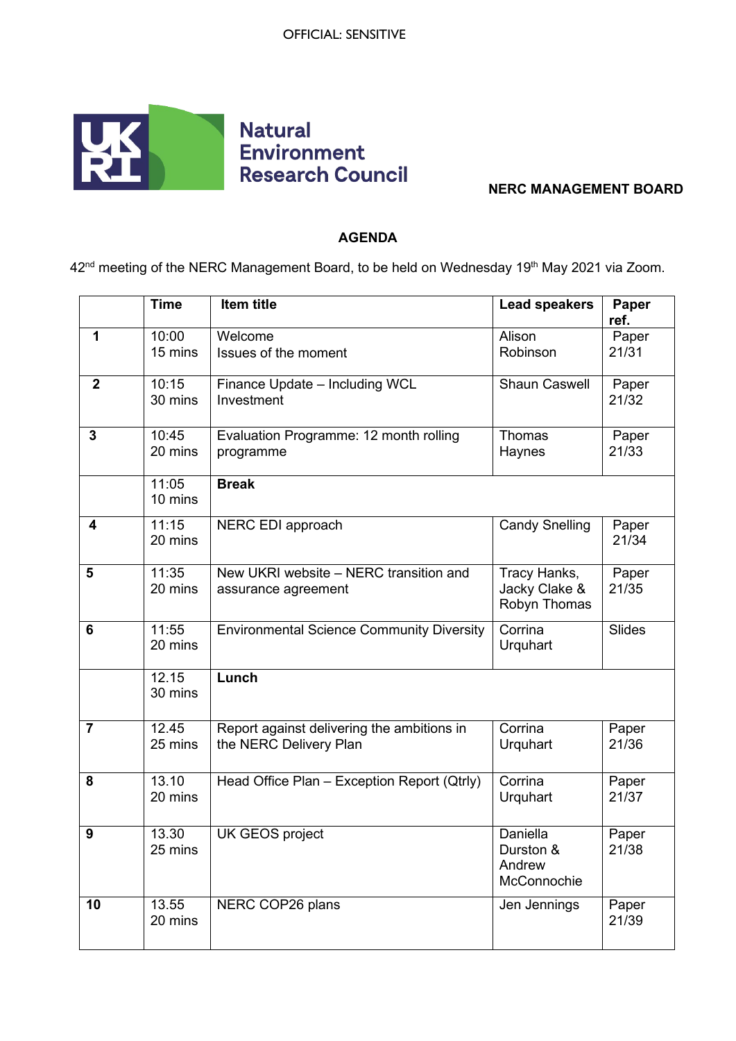OFFICIAL: SENSITIVE

**Natural Environment Research Council**

**NERC MANAGEMENT BOARD**

## AGENDA

42nd meeting of the NERC Management Board, to be held on Wednesday 19th May 2021 via Zoom.

| | Time | Item title | Lead speakers | Paper ref. |
|---|---|---|---|---|
| **1** | 10:00<br>15 mins | Welcome<br>Issues of the moment | Alison Robinson | Paper 21/31 |
| **2** | 10:15<br>30 mins | Finance Update – Including WCL Investment | Shaun Caswell | Paper 21/32 |
| **3** | 10:45<br>20 mins | Evaluation Programme: 12 month rolling programme | Thomas Haynes | Paper 21/33 |
| | 11:05<br>10 mins | **Break** | | |
| **4** | 11:15<br>20 mins | NERC EDI approach | Candy Snelling | Paper 21/34 |
| **5** | 11:35<br>20 mins | New UKRI website – NERC transition and assurance agreement | Tracy Hanks, Jacky Clake & Robyn Thomas | Paper 21/35 |
| **6** | 11:55<br>20 mins | Environmental Science Community Diversity | Corrina Urquhart | Slides |
| | 12.15<br>30 mins | **Lunch** | | |
| **7** | 12.45<br>25 mins | Report against delivering the ambitions in the NERC Delivery Plan | Corrina Urquhart | Paper 21/36 |
| **8** | 13.10<br>20 mins | Head Office Plan – Exception Report (Qtrly) | Corrina Urquhart | Paper 21/37 |
| **9** | 13.30<br>25 mins | UK GEOS project | Daniella Durston & Andrew McConnochie | Paper 21/38 |
| **10** | 13.55<br>20 mins | NERC COP26 plans | Jen Jennings | Paper 21/39 |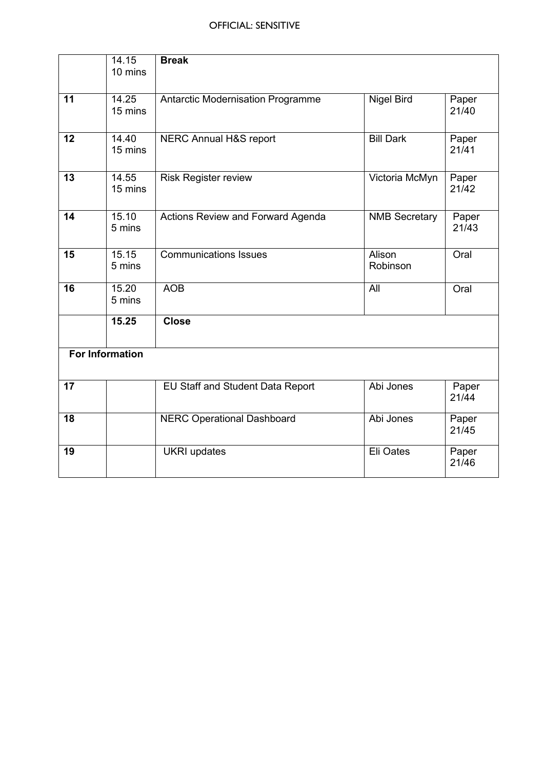| | | | | |
|---|---|---|---|---|
| | 14.15<br>10 mins | **Break** | | |
| **11** | 14.25<br>15 mins | Antarctic Modernisation Programme | Nigel Bird | Paper 21/40 |
| **12** | 14.40<br>15 mins | NERC Annual H&S report | Bill Dark | Paper 21/41 |
| **13** | 14.55<br>15 mins | Risk Register review | Victoria McMyn | Paper 21/42 |
| **14** | 15.10<br>5 mins | Actions Review and Forward Agenda | NMB Secretary | Paper 21/43 |
| **15** | 15.15<br>5 mins | Communications Issues | Alison Robinson | Oral |
| **16** | 15.20<br>5 mins | AOB | All | Oral |
| | **15.25** | **Close** | | |
| **For Information** | | | | |
| **17** | | EU Staff and Student Data Report | Abi Jones | Paper 21/44 |
| **18** | | NERC Operational Dashboard | Abi Jones | Paper 21/45 |
| **19** | | UKRI updates | Eli Oates | Paper 21/46 |